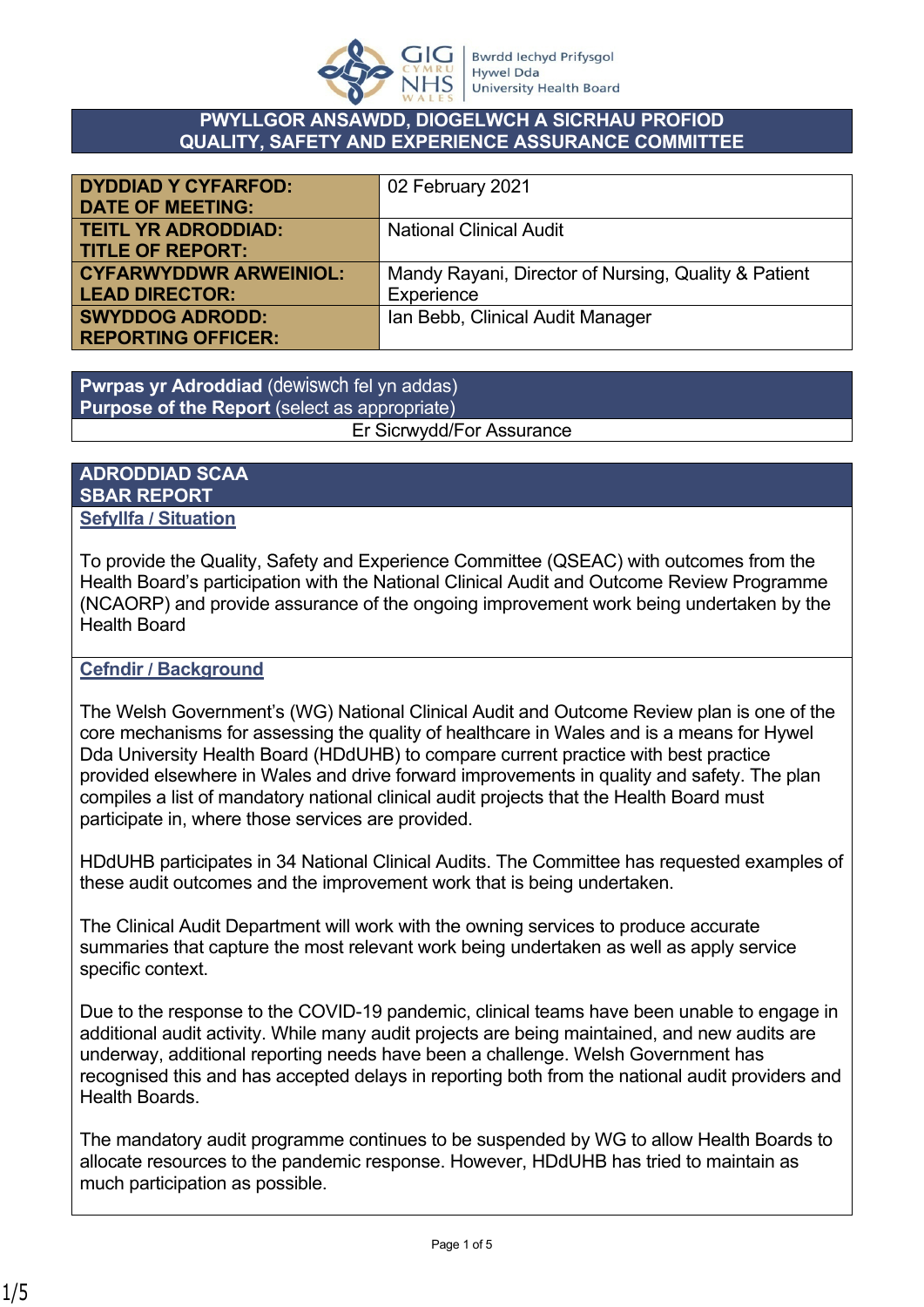## PWYLLGOR ANSAWDD, DIOGELWCH A SICRHAU PROFIOD
## QUALITY, SAFETY AND EXPERIENCE ASSURANCE COMMITTEE

| | |
|---|---|
| **DYDDIAD Y CYFARFOD: DATE OF MEETING:** | 02 February 2021 |
| **TEITL YR ADRODDIAD: TITLE OF REPORT:** | National Clinical Audit |
| **CYFARWYDDWR ARWEINIOL: LEAD DIRECTOR:** | Mandy Rayani, Director of Nursing, Quality & Patient Experience |
| **SWYDDOG ADRODD: REPORTING OFFICER:** | Ian Bebb, Clinical Audit Manager |

| **Pwrpas yr Adroddiad** (dewiswch fel yn addas) **Purpose of the Report** (select as appropriate) |
|---|
| Er Sicrwydd/For Assurance |

## ADRODDIAD SCAA
## SBAR REPORT

### Sefyllfa / Situation

To provide the Quality, Safety and Experience Committee (QSEAC) with outcomes from the Health Board's participation with the National Clinical Audit and Outcome Review Programme (NCAORP) and provide assurance of the ongoing improvement work being undertaken by the Health Board

### Cefndir / Background

The Welsh Government's (WG) National Clinical Audit and Outcome Review plan is one of the core mechanisms for assessing the quality of healthcare in Wales and is a means for Hywel Dda University Health Board (HDdUHB) to compare current practice with best practice provided elsewhere in Wales and drive forward improvements in quality and safety. The plan compiles a list of mandatory national clinical audit projects that the Health Board must participate in, where those services are provided.

HDdUHB participates in 34 National Clinical Audits. The Committee has requested examples of these audit outcomes and the improvement work that is being undertaken.

The Clinical Audit Department will work with the owning services to produce accurate summaries that capture the most relevant work being undertaken as well as apply service specific context.

Due to the response to the COVID-19 pandemic, clinical teams have been unable to engage in additional audit activity. While many audit projects are being maintained, and new audits are underway, additional reporting needs have been a challenge. Welsh Government has recognised this and has accepted delays in reporting both from the national audit providers and Health Boards.

The mandatory audit programme continues to be suspended by WG to allow Health Boards to allocate resources to the pandemic response. However, HDdUHB has tried to maintain as much participation as possible.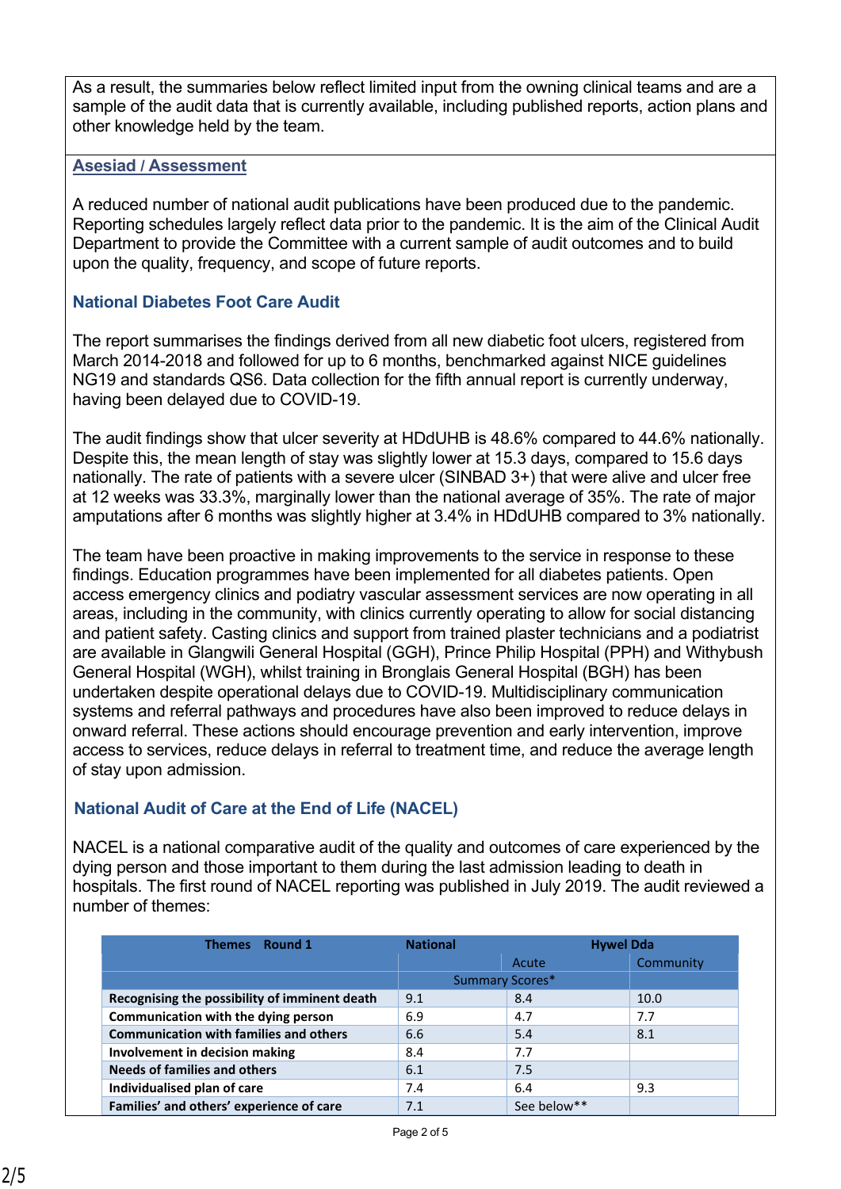As a result, the summaries below reflect limited input from the owning clinical teams and are a sample of the audit data that is currently available, including published reports, action plans and other knowledge held by the team.

## Asesiad / Assessment

A reduced number of national audit publications have been produced due to the pandemic. Reporting schedules largely reflect data prior to the pandemic. It is the aim of the Clinical Audit Department to provide the Committee with a current sample of audit outcomes and to build upon the quality, frequency, and scope of future reports.

### National Diabetes Foot Care Audit

The report summarises the findings derived from all new diabetic foot ulcers, registered from March 2014-2018 and followed for up to 6 months, benchmarked against NICE guidelines NG19 and standards QS6. Data collection for the fifth annual report is currently underway, having been delayed due to COVID-19.

The audit findings show that ulcer severity at HDdUHB is 48.6% compared to 44.6% nationally. Despite this, the mean length of stay was slightly lower at 15.3 days, compared to 15.6 days nationally. The rate of patients with a severe ulcer (SINBAD 3+) that were alive and ulcer free at 12 weeks was 33.3%, marginally lower than the national average of 35%. The rate of major amputations after 6 months was slightly higher at 3.4% in HDdUHB compared to 3% nationally.

The team have been proactive in making improvements to the service in response to these findings. Education programmes have been implemented for all diabetes patients. Open access emergency clinics and podiatry vascular assessment services are now operating in all areas, including in the community, with clinics currently operating to allow for social distancing and patient safety. Casting clinics and support from trained plaster technicians and a podiatrist are available in Glangwili General Hospital (GGH), Prince Philip Hospital (PPH) and Withybush General Hospital (WGH), whilst training in Bronglais General Hospital (BGH) has been undertaken despite operational delays due to COVID-19. Multidisciplinary communication systems and referral pathways and procedures have also been improved to reduce delays in onward referral. These actions should encourage prevention and early intervention, improve access to services, reduce delays in referral to treatment time, and reduce the average length of stay upon admission.

### National Audit of Care at the End of Life (NACEL)

NACEL is a national comparative audit of the quality and outcomes of care experienced by the dying person and those important to them during the last admission leading to death in hospitals. The first round of NACEL reporting was published in July 2019. The audit reviewed a number of themes:

| Themes Round 1 | National | Hywel Dda | |
|---|---|---|---|
| | | Acute | Community |
| | Summary Scores* | | |
| Recognising the possibility of imminent death | 9.1 | 8.4 | 10.0 |
| Communication with the dying person | 6.9 | 4.7 | 7.7 |
| Communication with families and others | 6.6 | 5.4 | 8.1 |
| Involvement in decision making | 8.4 | 7.7 | |
| Needs of families and others | 6.1 | 7.5 | |
| Individualised plan of care | 7.4 | 6.4 | 9.3 |
| Families' and others' experience of care | 7.1 | See below** | |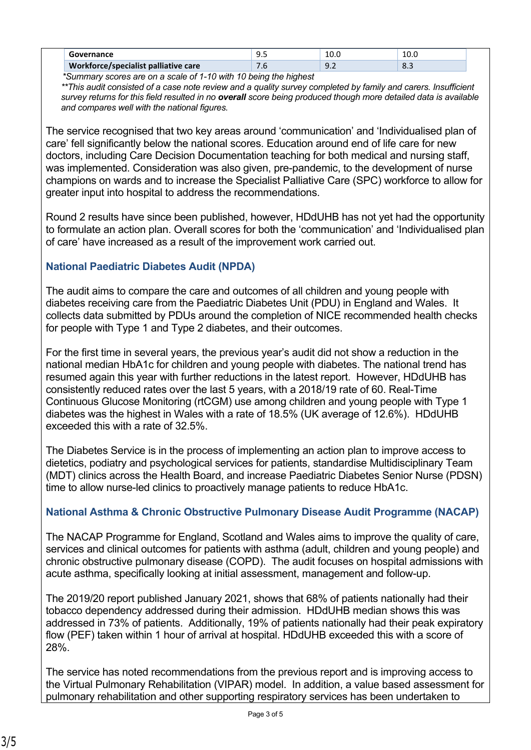| **Governance** | 9.5 | 10.0 | 10.0 |
|---|---|---|---|
| **Workforce/specialist palliative care** | 7.6 | 9.2 | 8.3 |

*\*Summary scores are on a scale of 1-10 with 10 being the highest*

*\*\*This audit consisted of a case note review and a quality survey completed by family and carers. Insufficient survey returns for this field resulted in no **overall** score being produced though more detailed data is available and compares well with the national figures.*

The service recognised that two key areas around 'communication' and 'Individualised plan of care' fell significantly below the national scores. Education around end of life care for new doctors, including Care Decision Documentation teaching for both medical and nursing staff, was implemented. Consideration was also given, pre-pandemic, to the development of nurse champions on wards and to increase the Specialist Palliative Care (SPC) workforce to allow for greater input into hospital to address the recommendations.

Round 2 results have since been published, however, HDdUHB has not yet had the opportunity to formulate an action plan. Overall scores for both the 'communication' and 'Individualised plan of care' have increased as a result of the improvement work carried out.

### National Paediatric Diabetes Audit (NPDA)

The audit aims to compare the care and outcomes of all children and young people with diabetes receiving care from the Paediatric Diabetes Unit (PDU) in England and Wales. It collects data submitted by PDUs around the completion of NICE recommended health checks for people with Type 1 and Type 2 diabetes, and their outcomes.

For the first time in several years, the previous year's audit did not show a reduction in the national median HbA1c for children and young people with diabetes. The national trend has resumed again this year with further reductions in the latest report. However, HDdUHB has consistently reduced rates over the last 5 years, with a 2018/19 rate of 60. Real-Time Continuous Glucose Monitoring (rtCGM) use among children and young people with Type 1 diabetes was the highest in Wales with a rate of 18.5% (UK average of 12.6%). HDdUHB exceeded this with a rate of 32.5%.

The Diabetes Service is in the process of implementing an action plan to improve access to dietetics, podiatry and psychological services for patients, standardise Multidisciplinary Team (MDT) clinics across the Health Board, and increase Paediatric Diabetes Senior Nurse (PDSN) time to allow nurse-led clinics to proactively manage patients to reduce HbA1c.

### National Asthma & Chronic Obstructive Pulmonary Disease Audit Programme (NACAP)

The NACAP Programme for England, Scotland and Wales aims to improve the quality of care, services and clinical outcomes for patients with asthma (adult, children and young people) and chronic obstructive pulmonary disease (COPD). The audit focuses on hospital admissions with acute asthma, specifically looking at initial assessment, management and follow-up.

The 2019/20 report published January 2021, shows that 68% of patients nationally had their tobacco dependency addressed during their admission. HDdUHB median shows this was addressed in 73% of patients. Additionally, 19% of patients nationally had their peak expiratory flow (PEF) taken within 1 hour of arrival at hospital. HDdUHB exceeded this with a score of 28%.

The service has noted recommendations from the previous report and is improving access to the Virtual Pulmonary Rehabilitation (VIPAR) model. In addition, a value based assessment for pulmonary rehabilitation and other supporting respiratory services has been undertaken to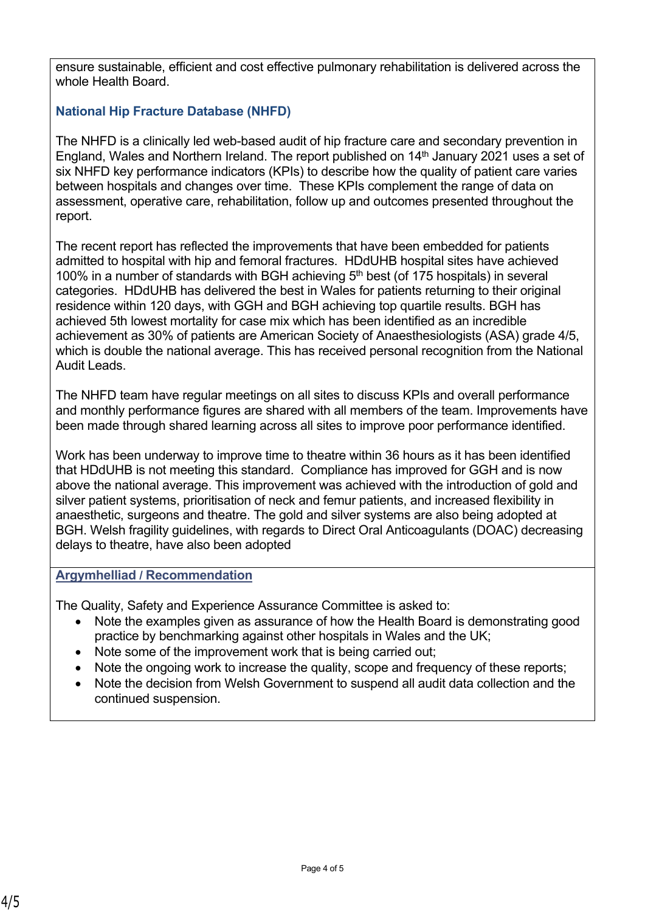ensure sustainable, efficient and cost effective pulmonary rehabilitation is delivered across the whole Health Board.

### National Hip Fracture Database (NHFD)

The NHFD is a clinically led web-based audit of hip fracture care and secondary prevention in England, Wales and Northern Ireland. The report published on 14th January 2021 uses a set of six NHFD key performance indicators (KPIs) to describe how the quality of patient care varies between hospitals and changes over time. These KPIs complement the range of data on assessment, operative care, rehabilitation, follow up and outcomes presented throughout the report.

The recent report has reflected the improvements that have been embedded for patients admitted to hospital with hip and femoral fractures. HDdUHB hospital sites have achieved 100% in a number of standards with BGH achieving 5th best (of 175 hospitals) in several categories. HDdUHB has delivered the best in Wales for patients returning to their original residence within 120 days, with GGH and BGH achieving top quartile results. BGH has achieved 5th lowest mortality for case mix which has been identified as an incredible achievement as 30% of patients are American Society of Anaesthesiologists (ASA) grade 4/5, which is double the national average. This has received personal recognition from the National Audit Leads.

The NHFD team have regular meetings on all sites to discuss KPIs and overall performance and monthly performance figures are shared with all members of the team. Improvements have been made through shared learning across all sites to improve poor performance identified.

Work has been underway to improve time to theatre within 36 hours as it has been identified that HDdUHB is not meeting this standard. Compliance has improved for GGH and is now above the national average. This improvement was achieved with the introduction of gold and silver patient systems, prioritisation of neck and femur patients, and increased flexibility in anaesthetic, surgeons and theatre. The gold and silver systems are also being adopted at BGH. Welsh fragility guidelines, with regards to Direct Oral Anticoagulants (DOAC) decreasing delays to theatre, have also been adopted

### Argymhelliad / Recommendation

The Quality, Safety and Experience Assurance Committee is asked to:

- Note the examples given as assurance of how the Health Board is demonstrating good practice by benchmarking against other hospitals in Wales and the UK;
- Note some of the improvement work that is being carried out;
- Note the ongoing work to increase the quality, scope and frequency of these reports;
- Note the decision from Welsh Government to suspend all audit data collection and the continued suspension.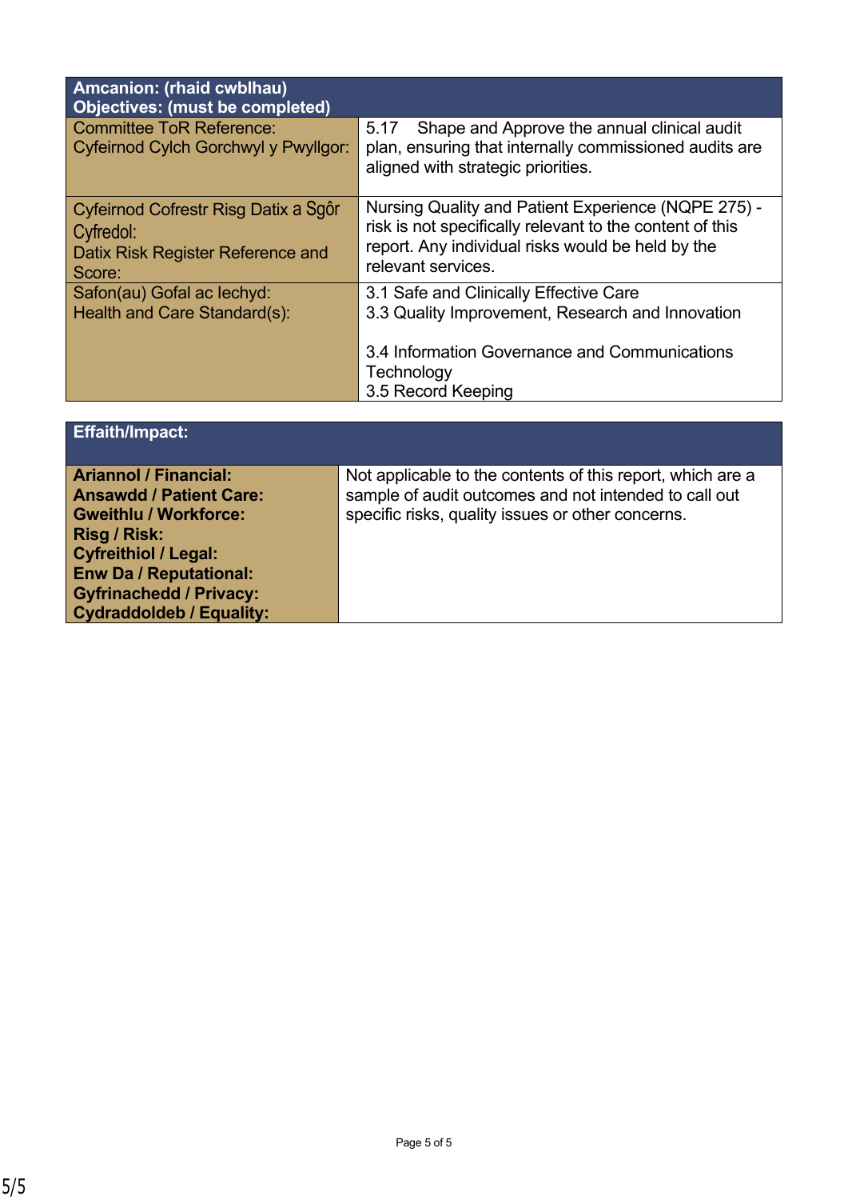| **Amcanion: (rhaid cwblhau)**<br>**Objectives: (must be completed)** | |
|---|---|
| Committee ToR Reference:<br>Cyfeirnod Cylch Gorchwyl y Pwyllgor: | 5.17 Shape and Approve the annual clinical audit plan, ensuring that internally commissioned audits are aligned with strategic priorities. |
| Cyfeirnod Cofrestr Risg Datix a Sgôr Cyfredol:<br>Datix Risk Register Reference and Score: | Nursing Quality and Patient Experience (NQPE 275) - risk is not specifically relevant to the content of this report. Any individual risks would be held by the relevant services. |
| Safon(au) Gofal ac Iechyd:<br>Health and Care Standard(s): | 3.1 Safe and Clinically Effective Care<br>3.3 Quality Improvement, Research and Innovation<br><br>3.4 Information Governance and Communications Technology<br>3.5 Record Keeping |

| **Effaith/Impact:** | |
|---|---|
| **Ariannol / Financial:**<br>**Ansawdd / Patient Care:**<br>**Gweithlu / Workforce:**<br>**Risg / Risk:**<br>**Cyfreithiol / Legal:**<br>**Enw Da / Reputational:**<br>**Gyfrinachedd / Privacy:**<br>**Cydraddoldeb / Equality:** | Not applicable to the contents of this report, which are a sample of audit outcomes and not intended to call out specific risks, quality issues or other concerns. |